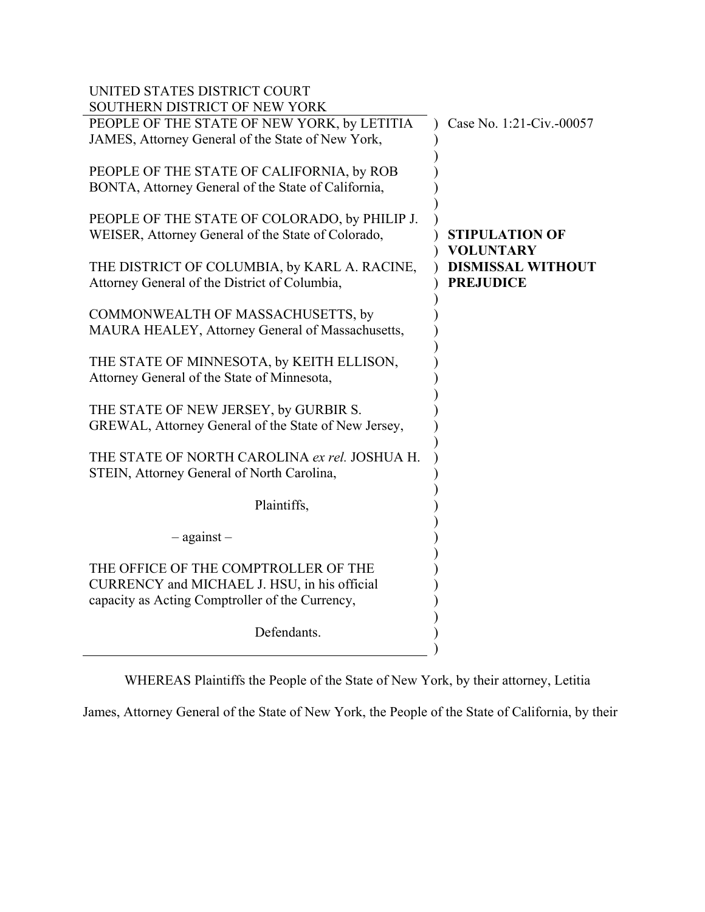UNITED STATES DISTRICT COURT
SOUTHERN DISTRICT OF NEW YORK

PEOPLE OF THE STATE OF NEW YORK, by LETITIA JAMES, Attorney General of the State of New York,

PEOPLE OF THE STATE OF CALIFORNIA, by ROB BONTA, Attorney General of the State of California,

PEOPLE OF THE STATE OF COLORADO, by PHILIP J. WEISER, Attorney General of the State of Colorado,

THE DISTRICT OF COLUMBIA, by KARL A. RACINE, Attorney General of the District of Columbia,

COMMONWEALTH OF MASSACHUSETTS, by MAURA HEALEY, Attorney General of Massachusetts,

THE STATE OF MINNESOTA, by KEITH ELLISON, Attorney General of the State of Minnesota,

THE STATE OF NEW JERSEY, by GURBIR S. GREWAL, Attorney General of the State of New Jersey,

THE STATE OF NORTH CAROLINA *ex rel.* JOSHUA H. STEIN, Attorney General of North Carolina,

Plaintiffs,

– against –

THE OFFICE OF THE COMPTROLLER OF THE CURRENCY and MICHAEL J. HSU, in his official capacity as Acting Comptroller of the Currency,

Defendants.

Case No. 1:21-Civ.-00057

**STIPULATION OF VOLUNTARY DISMISSAL WITHOUT PREJUDICE**

WHEREAS Plaintiffs the People of the State of New York, by their attorney, Letitia James, Attorney General of the State of New York, the People of the State of California, by their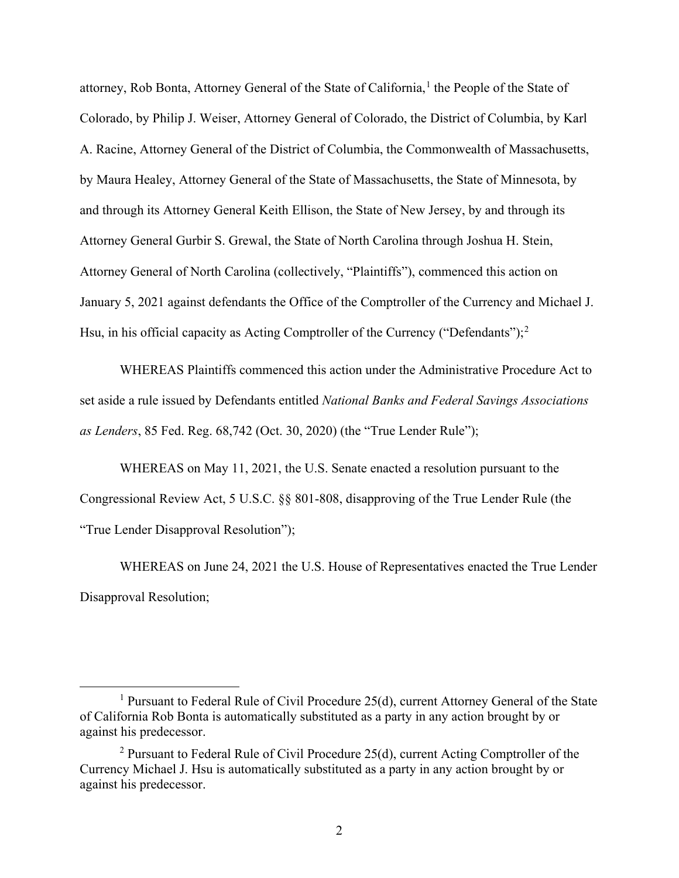attorney, Rob Bonta, Attorney General of the State of California,[1] the People of the State of Colorado, by Philip J. Weiser, Attorney General of Colorado, the District of Columbia, by Karl A. Racine, Attorney General of the District of Columbia, the Commonwealth of Massachusetts, by Maura Healey, Attorney General of the State of Massachusetts, the State of Minnesota, by and through its Attorney General Keith Ellison, the State of New Jersey, by and through its Attorney General Gurbir S. Grewal, the State of North Carolina through Joshua H. Stein, Attorney General of North Carolina (collectively, "Plaintiffs"), commenced this action on January 5, 2021 against defendants the Office of the Comptroller of the Currency and Michael J. Hsu, in his official capacity as Acting Comptroller of the Currency ("Defendants");[2]

WHEREAS Plaintiffs commenced this action under the Administrative Procedure Act to set aside a rule issued by Defendants entitled *National Banks and Federal Savings Associations as Lenders*, 85 Fed. Reg. 68,742 (Oct. 30, 2020) (the "True Lender Rule");

WHEREAS on May 11, 2021, the U.S. Senate enacted a resolution pursuant to the Congressional Review Act, 5 U.S.C. §§ 801-808, disapproving of the True Lender Rule (the "True Lender Disapproval Resolution");

WHEREAS on June 24, 2021 the U.S. House of Representatives enacted the True Lender Disapproval Resolution;

---

[1] Pursuant to Federal Rule of Civil Procedure 25(d), current Attorney General of the State of California Rob Bonta is automatically substituted as a party in any action brought by or against his predecessor.

[2] Pursuant to Federal Rule of Civil Procedure 25(d), current Acting Comptroller of the Currency Michael J. Hsu is automatically substituted as a party in any action brought by or against his predecessor.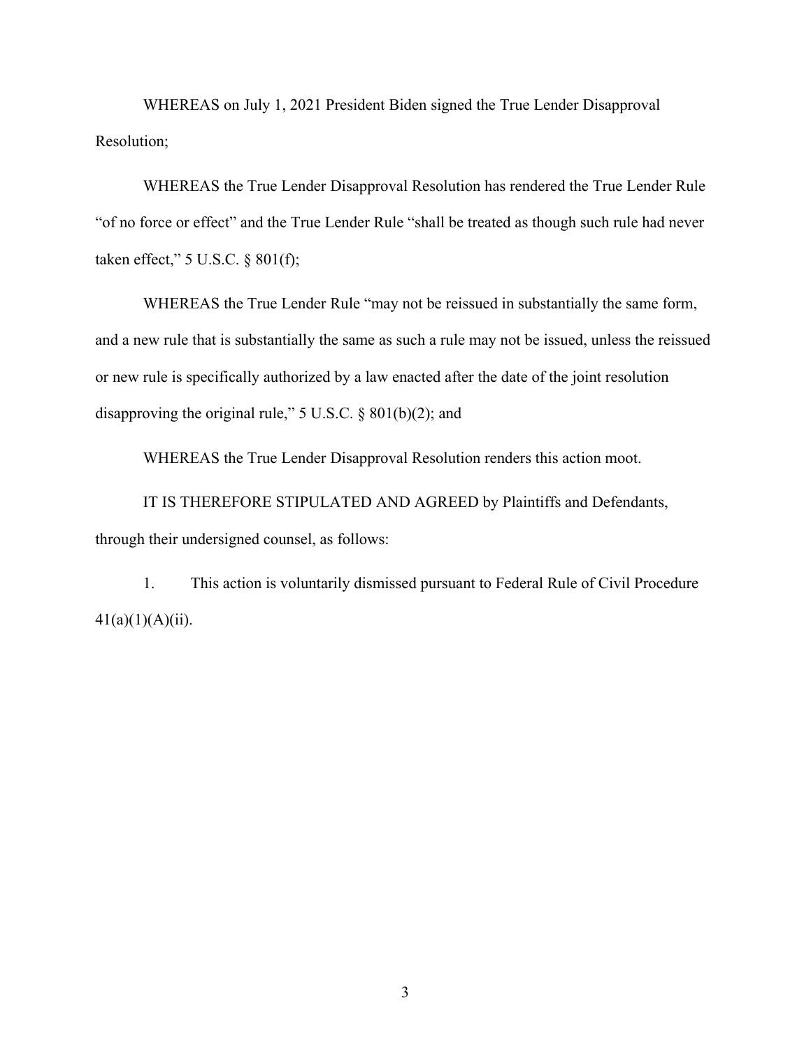WHEREAS on July 1, 2021 President Biden signed the True Lender Disapproval Resolution;

WHEREAS the True Lender Disapproval Resolution has rendered the True Lender Rule "of no force or effect" and the True Lender Rule "shall be treated as though such rule had never taken effect," 5 U.S.C. § 801(f);

WHEREAS the True Lender Rule "may not be reissued in substantially the same form, and a new rule that is substantially the same as such a rule may not be issued, unless the reissued or new rule is specifically authorized by a law enacted after the date of the joint resolution disapproving the original rule," 5 U.S.C. § 801(b)(2); and

WHEREAS the True Lender Disapproval Resolution renders this action moot.

IT IS THEREFORE STIPULATED AND AGREED by Plaintiffs and Defendants, through their undersigned counsel, as follows:

1. This action is voluntarily dismissed pursuant to Federal Rule of Civil Procedure 41(a)(1)(A)(ii).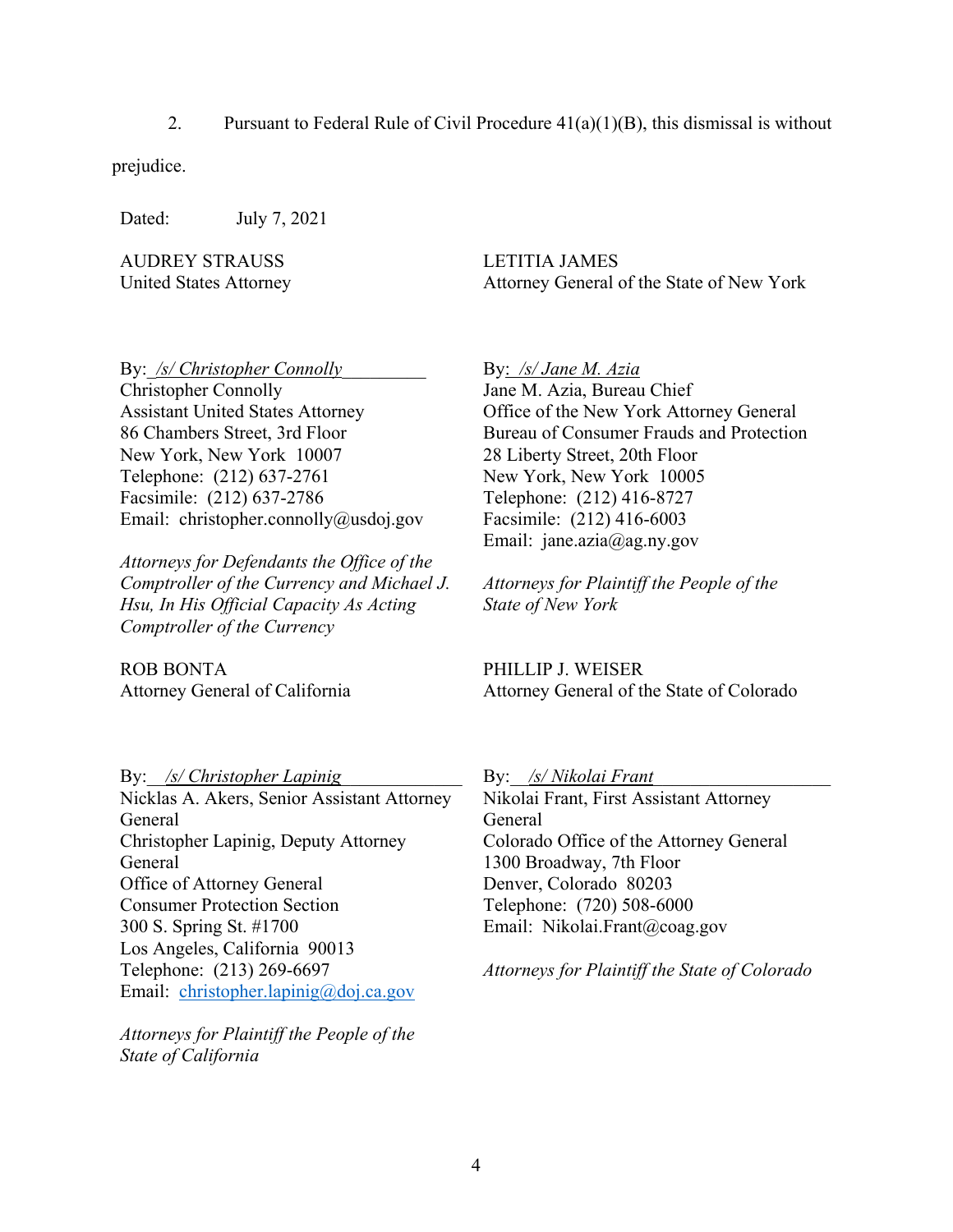2. Pursuant to Federal Rule of Civil Procedure 41(a)(1)(B), this dismissal is without prejudice.

Dated: July 7, 2021

AUDREY STRAUSS
United States Attorney

By: */s/ Christopher Connolly*
Christopher Connolly
Assistant United States Attorney
86 Chambers Street, 3rd Floor
New York, New York 10007
Telephone: (212) 637-2761
Facsimile: (212) 637-2786
Email: christopher.connolly@usdoj.gov

*Attorneys for Defendants the Office of the Comptroller of the Currency and Michael J. Hsu, In His Official Capacity As Acting Comptroller of the Currency*

LETITIA JAMES
Attorney General of the State of New York

By: */s/ Jane M. Azia*
Jane M. Azia, Bureau Chief
Office of the New York Attorney General
Bureau of Consumer Frauds and Protection
28 Liberty Street, 20th Floor
New York, New York 10005
Telephone: (212) 416-8727
Facsimile: (212) 416-6003
Email: jane.azia@ag.ny.gov

*Attorneys for Plaintiff the People of the State of New York*

ROB BONTA
Attorney General of California

By: */s/ Christopher Lapinig*
Nicklas A. Akers, Senior Assistant Attorney General
Christopher Lapinig, Deputy Attorney General
Office of Attorney General
Consumer Protection Section
300 S. Spring St. #1700
Los Angeles, California 90013
Telephone: (213) 269-6697
Email: christopher.lapinig@doj.ca.gov

*Attorneys for Plaintiff the People of the State of California*

PHILLIP J. WEISER
Attorney General of the State of Colorado

By: */s/ Nikolai Frant*
Nikolai Frant, First Assistant Attorney General
Colorado Office of the Attorney General
1300 Broadway, 7th Floor
Denver, Colorado 80203
Telephone: (720) 508-6000
Email: Nikolai.Frant@coag.gov

*Attorneys for Plaintiff the State of Colorado*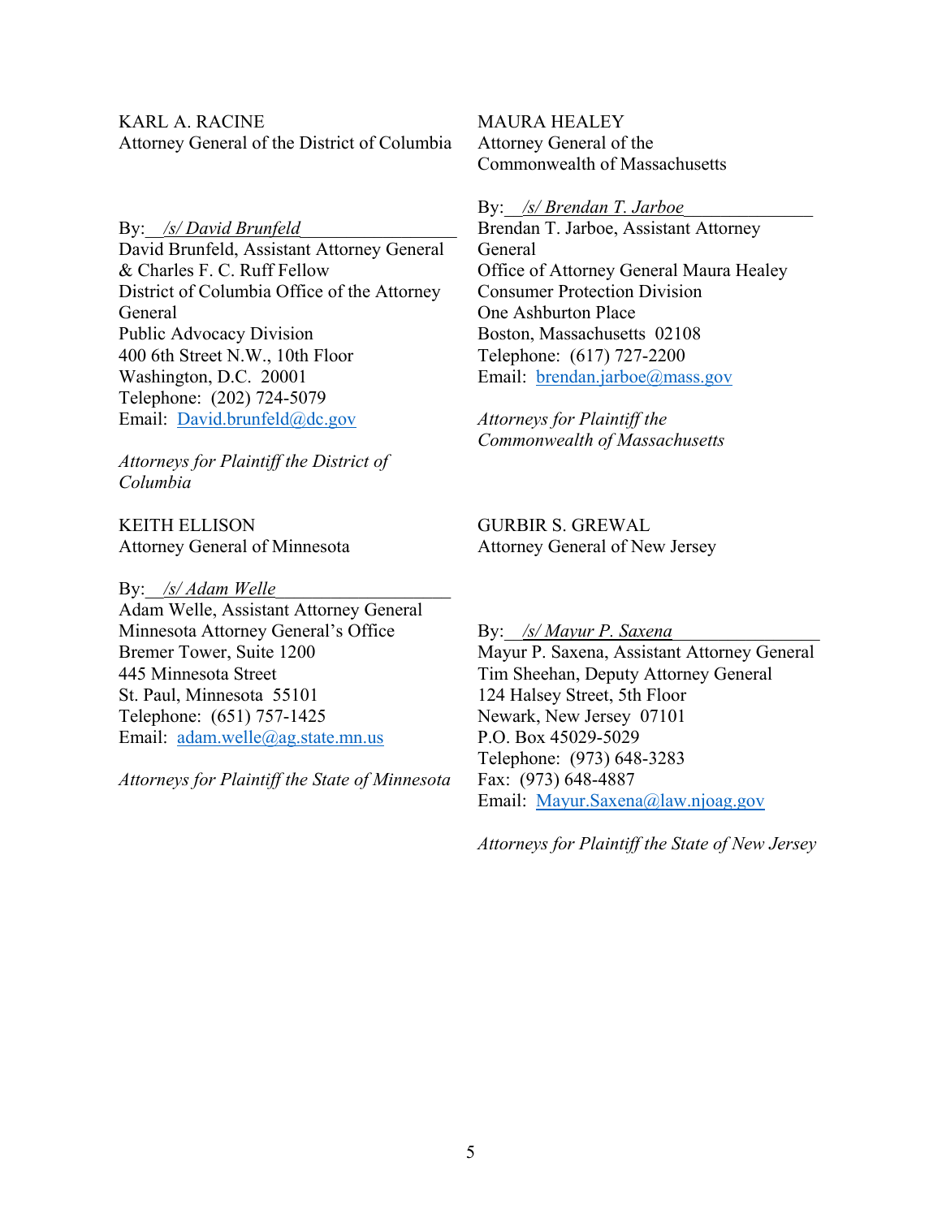KARL A. RACINE
Attorney General of the District of Columbia

By: /s/ David Brunfeld
David Brunfeld, Assistant Attorney General & Charles F. C. Ruff Fellow
District of Columbia Office of the Attorney General
Public Advocacy Division
400 6th Street N.W., 10th Floor
Washington, D.C. 20001
Telephone: (202) 724-5079
Email: David.brunfeld@dc.gov

*Attorneys for Plaintiff the District of Columbia*

MAURA HEALEY
Attorney General of the Commonwealth of Massachusetts

By: /s/ Brendan T. Jarboe
Brendan T. Jarboe, Assistant Attorney General
Office of Attorney General Maura Healey
Consumer Protection Division
One Ashburton Place
Boston, Massachusetts 02108
Telephone: (617) 727-2200
Email: brendan.jarboe@mass.gov

*Attorneys for Plaintiff the Commonwealth of Massachusetts*

KEITH ELLISON
Attorney General of Minnesota

By: /s/ Adam Welle
Adam Welle, Assistant Attorney General
Minnesota Attorney General's Office
Bremer Tower, Suite 1200
445 Minnesota Street
St. Paul, Minnesota 55101
Telephone: (651) 757-1425
Email: adam.welle@ag.state.mn.us

*Attorneys for Plaintiff the State of Minnesota*

GURBIR S. GREWAL
Attorney General of New Jersey

By: /s/ Mayur P. Saxena
Mayur P. Saxena, Assistant Attorney General
Tim Sheehan, Deputy Attorney General
124 Halsey Street, 5th Floor
Newark, New Jersey 07101
P.O. Box 45029-5029
Telephone: (973) 648-3283
Fax: (973) 648-4887
Email: Mayur.Saxena@law.njoag.gov

*Attorneys for Plaintiff the State of New Jersey*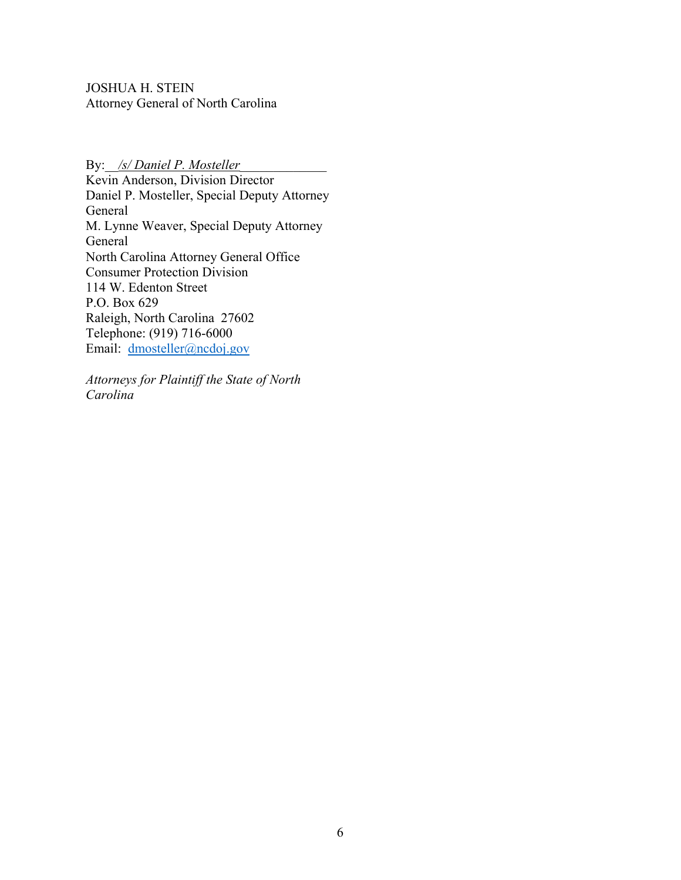JOSHUA H. STEIN
Attorney General of North Carolina

By: *__/s/ Daniel P. Mosteller__*
Kevin Anderson, Division Director
Daniel P. Mosteller, Special Deputy Attorney General
M. Lynne Weaver, Special Deputy Attorney General
North Carolina Attorney General Office
Consumer Protection Division
114 W. Edenton Street
P.O. Box 629
Raleigh, North Carolina 27602
Telephone: (919) 716-6000
Email: dmosteller@ncdoj.gov

*Attorneys for Plaintiff the State of North Carolina*